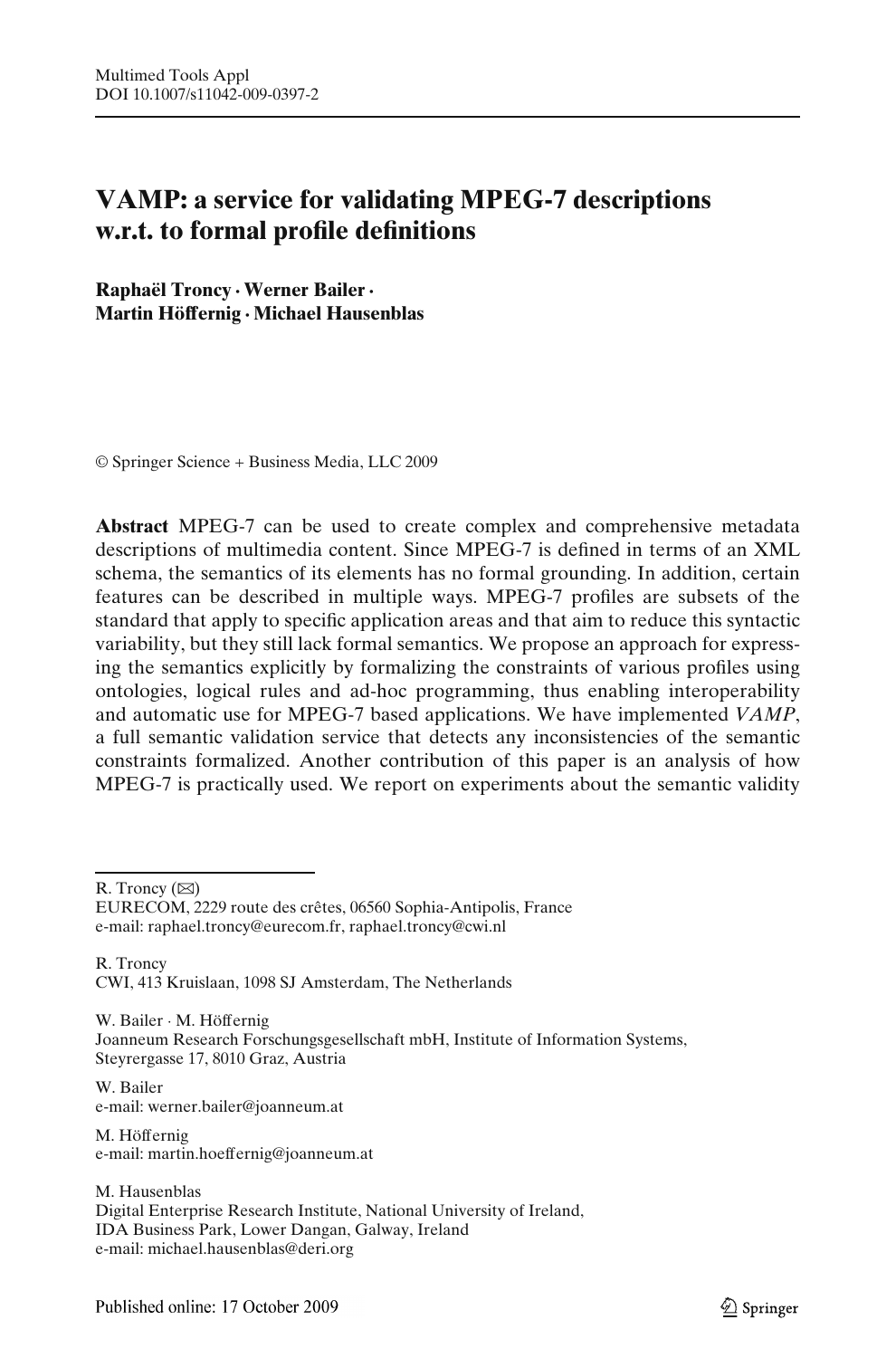# VAMP: a service for validating MPEG-7 descriptions w.r.t. to formal profile definitions

**Raphaël Troncy · Werner Bailer · Martin Höffernig · Michael Hausenblas**

© Springer Science + Business Media, LLC 2009

**Abstract** MPEG-7 can be used to create complex and comprehensive metadata descriptions of multimedia content. Since MPEG-7 is defined in terms of an XML schema, the semantics of its elements has no formal grounding. In addition, certain features can be described in multiple ways. MPEG-7 profiles are subsets of the standard that apply to specific application areas and that aim to reduce this syntactic variability, but they still lack formal semantics. We propose an approach for expressing the semantics explicitly by formalizing the constraints of various profiles using ontologies, logical rules and ad-hoc programming, thus enabling interoperability and automatic use for MPEG-7 based applications. We have implemented *VAMP*, a full semantic validation service that detects any inconsistencies of the semantic constraints formalized. Another contribution of this paper is an analysis of how MPEG-7 is practically used. We report on experiments about the semantic validity

---

R. Troncy (✉)
EURECOM, 2229 route des crêtes, 06560 Sophia-Antipolis, France
e-mail: raphael.troncy@eurecom.fr, raphael.troncy@cwi.nl

R. Troncy
CWI, 413 Kruislaan, 1098 SJ Amsterdam, The Netherlands

W. Bailer · M. Höffernig
Joanneum Research Forschungsgesellschaft mbH, Institute of Information Systems, Steyrergasse 17, 8010 Graz, Austria

W. Bailer
e-mail: werner.bailer@joanneum.at

M. Höffernig
e-mail: martin.hoeffernig@joanneum.at

M. Hausenblas
Digital Enterprise Research Institute, National University of Ireland, IDA Business Park, Lower Dangan, Galway, Ireland
e-mail: michael.hausenblas@deri.org

Published online: 17 October 2009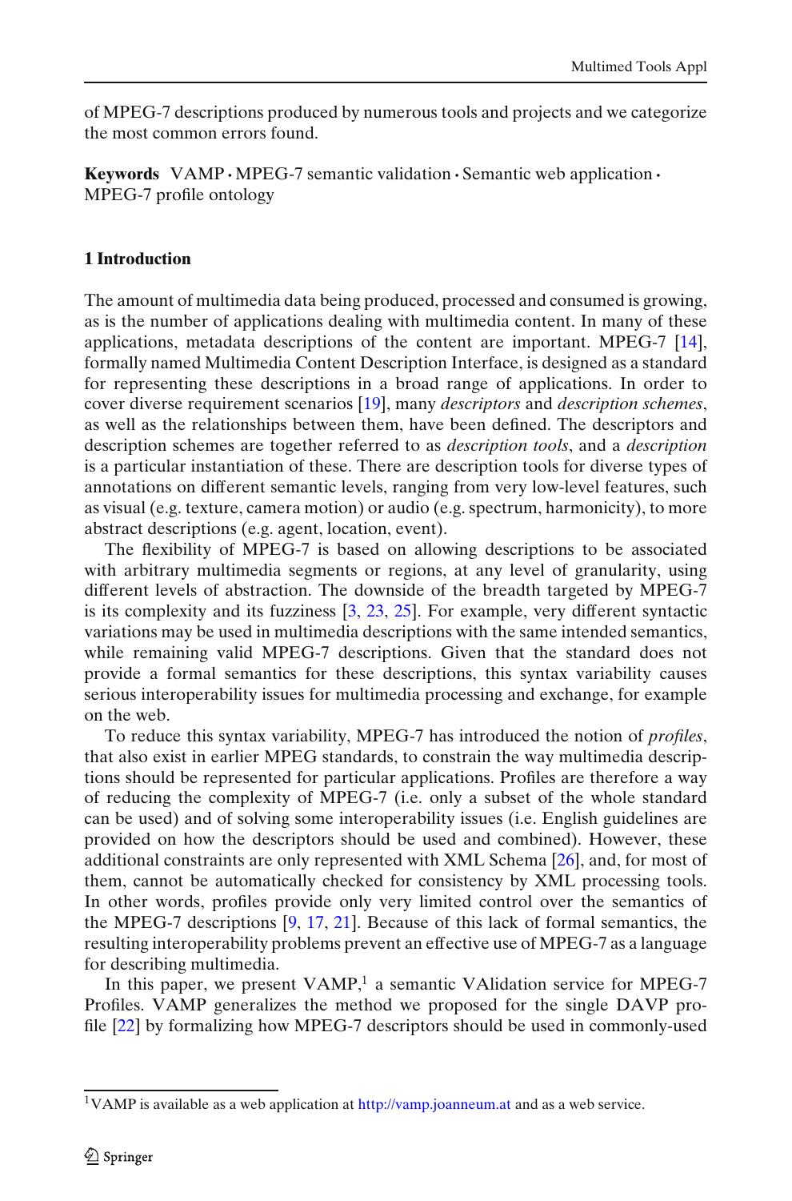of MPEG-7 descriptions produced by numerous tools and projects and we categorize the most common errors found.

**Keywords** VAMP · MPEG-7 semantic validation · Semantic web application · MPEG-7 profile ontology

## 1 Introduction

The amount of multimedia data being produced, processed and consumed is growing, as is the number of applications dealing with multimedia content. In many of these applications, metadata descriptions of the content are important. MPEG-7 [14], formally named Multimedia Content Description Interface, is designed as a standard for representing these descriptions in a broad range of applications. In order to cover diverse requirement scenarios [19], many *descriptors* and *description schemes*, as well as the relationships between them, have been defined. The descriptors and description schemes are together referred to as *description tools*, and a *description* is a particular instantiation of these. There are description tools for diverse types of annotations on different semantic levels, ranging from very low-level features, such as visual (e.g. texture, camera motion) or audio (e.g. spectrum, harmonicity), to more abstract descriptions (e.g. agent, location, event).

The flexibility of MPEG-7 is based on allowing descriptions to be associated with arbitrary multimedia segments or regions, at any level of granularity, using different levels of abstraction. The downside of the breadth targeted by MPEG-7 is its complexity and its fuzziness [3, 23, 25]. For example, very different syntactic variations may be used in multimedia descriptions with the same intended semantics, while remaining valid MPEG-7 descriptions. Given that the standard does not provide a formal semantics for these descriptions, this syntax variability causes serious interoperability issues for multimedia processing and exchange, for example on the web.

To reduce this syntax variability, MPEG-7 has introduced the notion of *profiles*, that also exist in earlier MPEG standards, to constrain the way multimedia descriptions should be represented for particular applications. Profiles are therefore a way of reducing the complexity of MPEG-7 (i.e. only a subset of the whole standard can be used) and of solving some interoperability issues (i.e. English guidelines are provided on how the descriptors should be used and combined). However, these additional constraints are only represented with XML Schema [26], and, for most of them, cannot be automatically checked for consistency by XML processing tools. In other words, profiles provide only very limited control over the semantics of the MPEG-7 descriptions [9, 17, 21]. Because of this lack of formal semantics, the resulting interoperability problems prevent an effective use of MPEG-7 as a language for describing multimedia.

In this paper, we present VAMP,[1] a semantic VAlidation service for MPEG-7 Profiles. VAMP generalizes the method we proposed for the single DAVP profile [22] by formalizing how MPEG-7 descriptors should be used in commonly-used

[1]VAMP is available as a web application at http://vamp.joanneum.at and as a web service.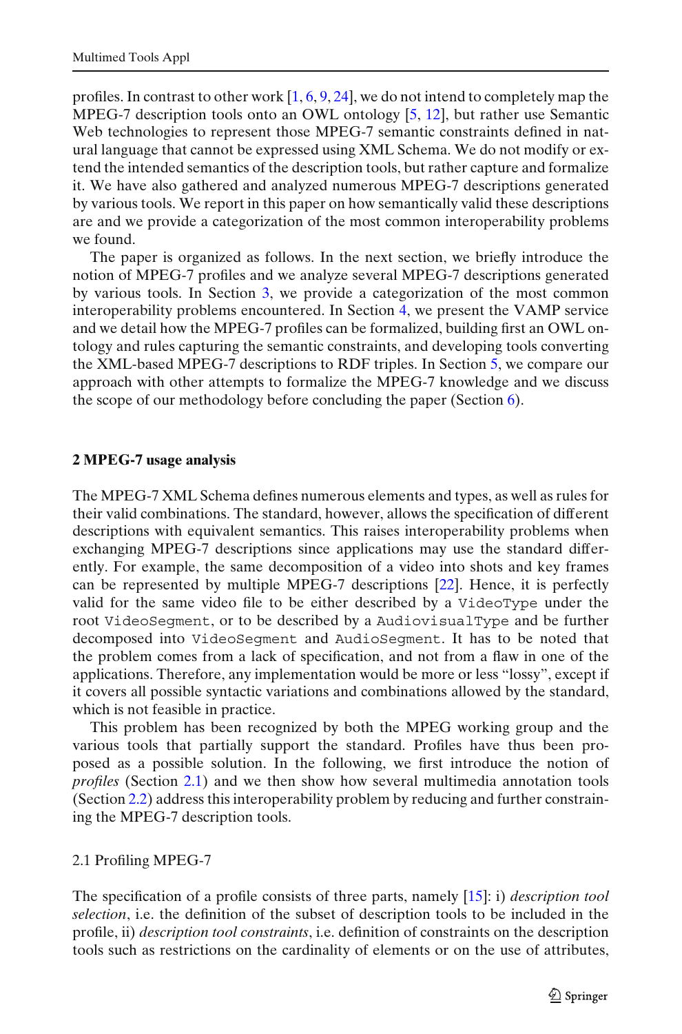profiles. In contrast to other work [1, 6, 9, 24], we do not intend to completely map the MPEG-7 description tools onto an OWL ontology [5, 12], but rather use Semantic Web technologies to represent those MPEG-7 semantic constraints defined in natural language that cannot be expressed using XML Schema. We do not modify or extend the intended semantics of the description tools, but rather capture and formalize it. We have also gathered and analyzed numerous MPEG-7 descriptions generated by various tools. We report in this paper on how semantically valid these descriptions are and we provide a categorization of the most common interoperability problems we found.

The paper is organized as follows. In the next section, we briefly introduce the notion of MPEG-7 profiles and we analyze several MPEG-7 descriptions generated by various tools. In Section 3, we provide a categorization of the most common interoperability problems encountered. In Section 4, we present the VAMP service and we detail how the MPEG-7 profiles can be formalized, building first an OWL ontology and rules capturing the semantic constraints, and developing tools converting the XML-based MPEG-7 descriptions to RDF triples. In Section 5, we compare our approach with other attempts to formalize the MPEG-7 knowledge and we discuss the scope of our methodology before concluding the paper (Section 6).

## 2 MPEG-7 usage analysis

The MPEG-7 XML Schema defines numerous elements and types, as well as rules for their valid combinations. The standard, however, allows the specification of different descriptions with equivalent semantics. This raises interoperability problems when exchanging MPEG-7 descriptions since applications may use the standard differently. For example, the same decomposition of a video into shots and key frames can be represented by multiple MPEG-7 descriptions [22]. Hence, it is perfectly valid for the same video file to be either described by a `VideoType` under the root `VideoSegment`, or to be described by a `AudiovisualType` and be further decomposed into `VideoSegment` and `AudioSegment`. It has to be noted that the problem comes from a lack of specification, and not from a flaw in one of the applications. Therefore, any implementation would be more or less "lossy", except if it covers all possible syntactic variations and combinations allowed by the standard, which is not feasible in practice.

This problem has been recognized by both the MPEG working group and the various tools that partially support the standard. Profiles have thus been proposed as a possible solution. In the following, we first introduce the notion of *profiles* (Section 2.1) and we then show how several multimedia annotation tools (Section 2.2) address this interoperability problem by reducing and further constraining the MPEG-7 description tools.

### 2.1 Profiling MPEG-7

The specification of a profile consists of three parts, namely [15]: i) *description tool selection*, i.e. the definition of the subset of description tools to be included in the profile, ii) *description tool constraints*, i.e. definition of constraints on the description tools such as restrictions on the cardinality of elements or on the use of attributes,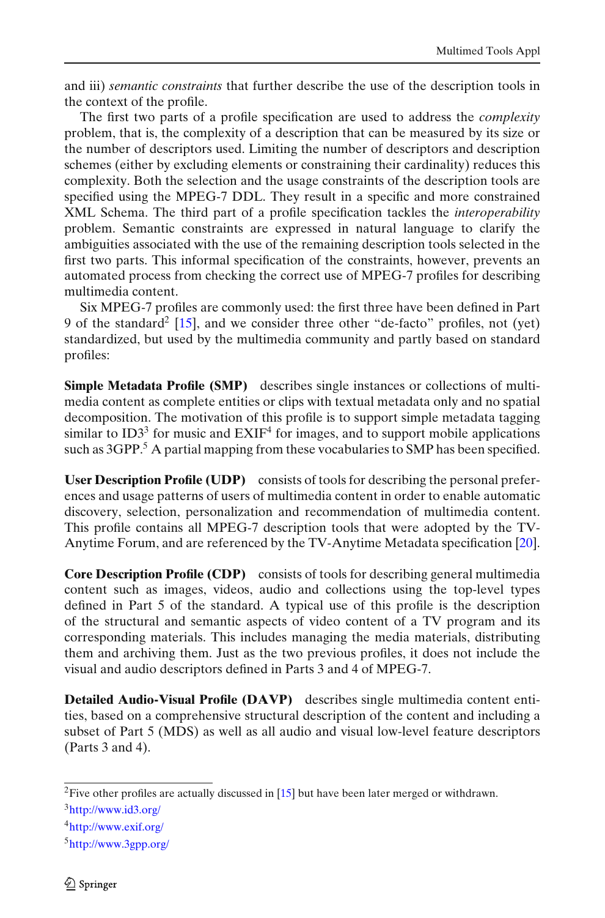and iii) *semantic constraints* that further describe the use of the description tools in the context of the profile.

The first two parts of a profile specification are used to address the *complexity* problem, that is, the complexity of a description that can be measured by its size or the number of descriptors used. Limiting the number of descriptors and description schemes (either by excluding elements or constraining their cardinality) reduces this complexity. Both the selection and the usage constraints of the description tools are specified using the MPEG-7 DDL. They result in a specific and more constrained XML Schema. The third part of a profile specification tackles the *interoperability* problem. Semantic constraints are expressed in natural language to clarify the ambiguities associated with the use of the remaining description tools selected in the first two parts. This informal specification of the constraints, however, prevents an automated process from checking the correct use of MPEG-7 profiles for describing multimedia content.

Six MPEG-7 profiles are commonly used: the first three have been defined in Part 9 of the standard[2] [15], and we consider three other "de-facto" profiles, not (yet) standardized, but used by the multimedia community and partly based on standard profiles:

**Simple Metadata Profile (SMP)** describes single instances or collections of multimedia content as complete entities or clips with textual metadata only and no spatial decomposition. The motivation of this profile is to support simple metadata tagging similar to ID3[3] for music and EXIF[4] for images, and to support mobile applications such as 3GPP.[5] A partial mapping from these vocabularies to SMP has been specified.

**User Description Profile (UDP)** consists of tools for describing the personal preferences and usage patterns of users of multimedia content in order to enable automatic discovery, selection, personalization and recommendation of multimedia content. This profile contains all MPEG-7 description tools that were adopted by the TV-Anytime Forum, and are referenced by the TV-Anytime Metadata specification [20].

**Core Description Profile (CDP)** consists of tools for describing general multimedia content such as images, videos, audio and collections using the top-level types defined in Part 5 of the standard. A typical use of this profile is the description of the structural and semantic aspects of video content of a TV program and its corresponding materials. This includes managing the media materials, distributing them and archiving them. Just as the two previous profiles, it does not include the visual and audio descriptors defined in Parts 3 and 4 of MPEG-7.

**Detailed Audio-Visual Profile (DAVP)** describes single multimedia content entities, based on a comprehensive structural description of the content and including a subset of Part 5 (MDS) as well as all audio and visual low-level feature descriptors (Parts 3 and 4).

---

[2] Five other profiles are actually discussed in [15] but have been later merged or withdrawn.

[3] http://www.id3.org/

[4] http://www.exif.org/

[5] http://www.3gpp.org/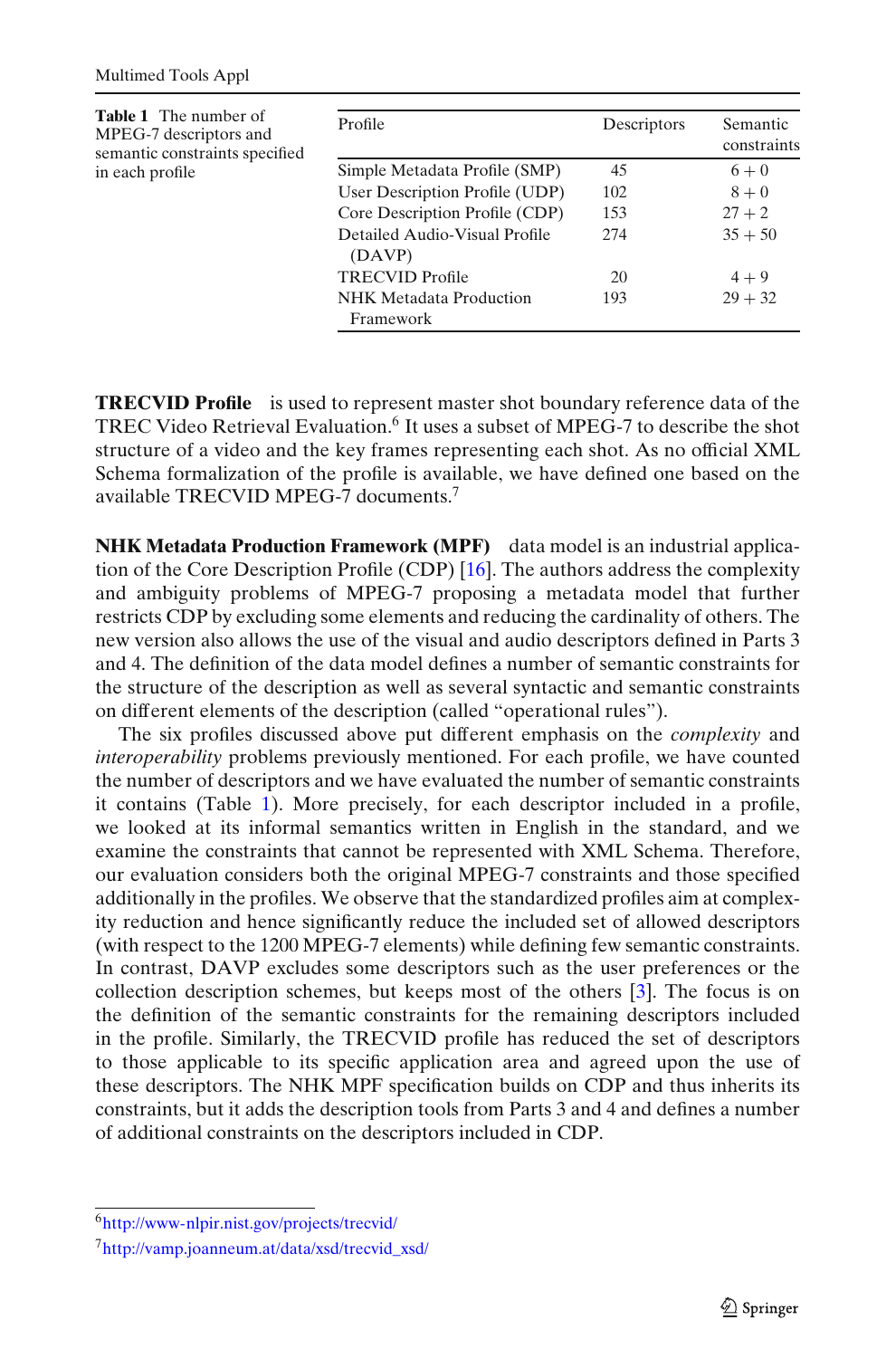**Table 1** The number of MPEG-7 descriptors and semantic constraints specified in each profile

| Profile | Descriptors | Semantic constraints |
|---|---|---|
| Simple Metadata Profile (SMP) | 45 | $6+0$ |
| User Description Profile (UDP) | 102 | $8+0$ |
| Core Description Profile (CDP) | 153 | $27+2$ |
| Detailed Audio-Visual Profile (DAVP) | 274 | $35+50$ |
| TRECVID Profile | 20 | $4+9$ |
| NHK Metadata Production Framework | 193 | $29+32$ |

**TRECVID Profile** is used to represent master shot boundary reference data of the TREC Video Retrieval Evaluation.[6] It uses a subset of MPEG-7 to describe the shot structure of a video and the key frames representing each shot. As no official XML Schema formalization of the profile is available, we have defined one based on the available TRECVID MPEG-7 documents.[7]

**NHK Metadata Production Framework (MPF)** data model is an industrial application of the Core Description Profile (CDP) [16]. The authors address the complexity and ambiguity problems of MPEG-7 proposing a metadata model that further restricts CDP by excluding some elements and reducing the cardinality of others. The new version also allows the use of the visual and audio descriptors defined in Parts 3 and 4. The definition of the data model defines a number of semantic constraints for the structure of the description as well as several syntactic and semantic constraints on different elements of the description (called "operational rules").

The six profiles discussed above put different emphasis on the *complexity* and *interoperability* problems previously mentioned. For each profile, we have counted the number of descriptors and we have evaluated the number of semantic constraints it contains (Table 1). More precisely, for each descriptor included in a profile, we looked at its informal semantics written in English in the standard, and we examine the constraints that cannot be represented with XML Schema. Therefore, our evaluation considers both the original MPEG-7 constraints and those specified additionally in the profiles. We observe that the standardized profiles aim at complexity reduction and hence significantly reduce the included set of allowed descriptors (with respect to the 1200 MPEG-7 elements) while defining few semantic constraints. In contrast, DAVP excludes some descriptors such as the user preferences or the collection description schemes, but keeps most of the others [3]. The focus is on the definition of the semantic constraints for the remaining descriptors included in the profile. Similarly, the TRECVID profile has reduced the set of descriptors to those applicable to its specific application area and agreed upon the use of these descriptors. The NHK MPF specification builds on CDP and thus inherits its constraints, but it adds the description tools from Parts 3 and 4 and defines a number of additional constraints on the descriptors included in CDP.

[6] http://www-nlpir.nist.gov/projects/trecvid/

[7] http://vamp.joanneum.at/data/xsd/trecvid_xsd/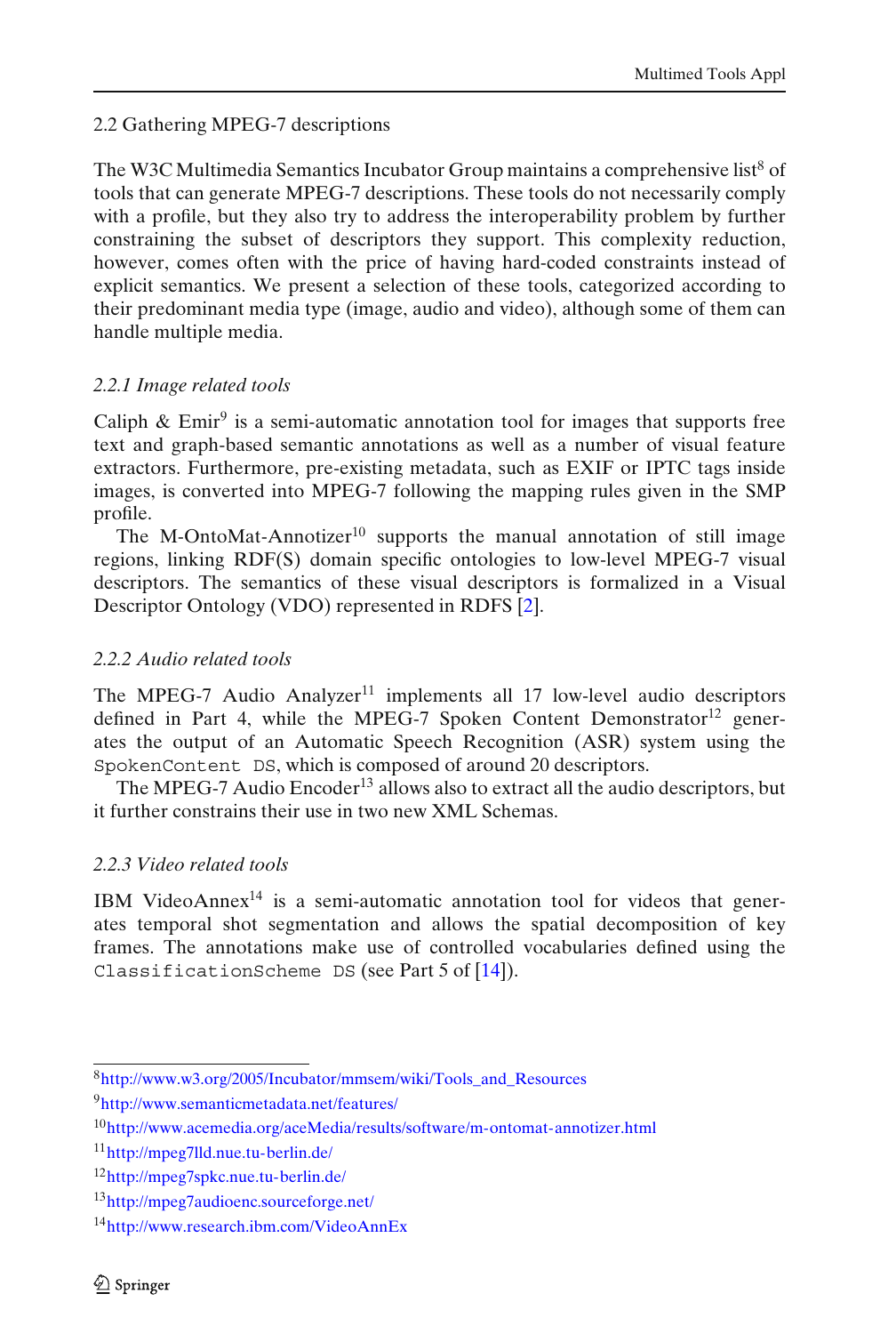## 2.2 Gathering MPEG-7 descriptions

The W3C Multimedia Semantics Incubator Group maintains a comprehensive list[8] of tools that can generate MPEG-7 descriptions. These tools do not necessarily comply with a profile, but they also try to address the interoperability problem by further constraining the subset of descriptors they support. This complexity reduction, however, comes often with the price of having hard-coded constraints instead of explicit semantics. We present a selection of these tools, categorized according to their predominant media type (image, audio and video), although some of them can handle multiple media.

### *2.2.1 Image related tools*

Caliph & Emir[9] is a semi-automatic annotation tool for images that supports free text and graph-based semantic annotations as well as a number of visual feature extractors. Furthermore, pre-existing metadata, such as EXIF or IPTC tags inside images, is converted into MPEG-7 following the mapping rules given in the SMP profile.

The M-OntoMat-Annotizer[10] supports the manual annotation of still image regions, linking RDF(S) domain specific ontologies to low-level MPEG-7 visual descriptors. The semantics of these visual descriptors is formalized in a Visual Descriptor Ontology (VDO) represented in RDFS [2].

### *2.2.2 Audio related tools*

The MPEG-7 Audio Analyzer[11] implements all 17 low-level audio descriptors defined in Part 4, while the MPEG-7 Spoken Content Demonstrator[12] generates the output of an Automatic Speech Recognition (ASR) system using the `SpokenContent DS`, which is composed of around 20 descriptors.

The MPEG-7 Audio Encoder[13] allows also to extract all the audio descriptors, but it further constrains their use in two new XML Schemas.

### *2.2.3 Video related tools*

IBM VideoAnnex[14] is a semi-automatic annotation tool for videos that generates temporal shot segmentation and allows the spatial decomposition of key frames. The annotations make use of controlled vocabularies defined using the `ClassificationScheme DS` (see Part 5 of [14]).

---

[8] http://www.w3.org/2005/Incubator/mmsem/wiki/Tools_and_Resources

[9] http://www.semanticmetadata.net/features/

[10] http://www.acemedia.org/aceMedia/results/software/m-ontomat-annotizer.html

[11] http://mpeg7lld.nue.tu-berlin.de/

[12] http://mpeg7spkc.nue.tu-berlin.de/

[13] http://mpeg7audioenc.sourceforge.net/

[14] http://www.research.ibm.com/VideoAnnEx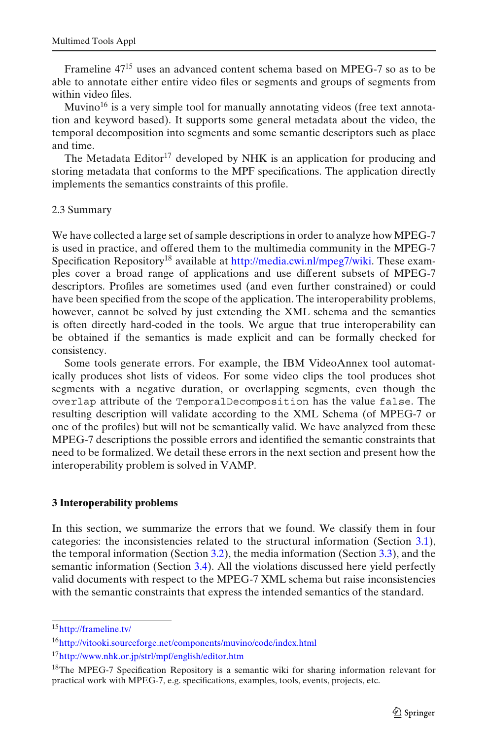Frameline 47[15] uses an advanced content schema based on MPEG-7 so as to be able to annotate either entire video files or segments and groups of segments from within video files.

Muvino[16] is a very simple tool for manually annotating videos (free text annotation and keyword based). It supports some general metadata about the video, the temporal decomposition into segments and some semantic descriptors such as place and time.

The Metadata Editor[17] developed by NHK is an application for producing and storing metadata that conforms to the MPF specifications. The application directly implements the semantics constraints of this profile.

### 2.3 Summary

We have collected a large set of sample descriptions in order to analyze how MPEG-7 is used in practice, and offered them to the multimedia community in the MPEG-7 Specification Repository[18] available at http://media.cwi.nl/mpeg7/wiki. These examples cover a broad range of applications and use different subsets of MPEG-7 descriptors. Profiles are sometimes used (and even further constrained) or could have been specified from the scope of the application. The interoperability problems, however, cannot be solved by just extending the XML schema and the semantics is often directly hard-coded in the tools. We argue that true interoperability can be obtained if the semantics is made explicit and can be formally checked for consistency.

Some tools generate errors. For example, the IBM VideoAnnex tool automatically produces shot lists of videos. For some video clips the tool produces shot segments with a negative duration, or overlapping segments, even though the `overlap` attribute of the `TemporalDecomposition` has the value `false`. The resulting description will validate according to the XML Schema (of MPEG-7 or one of the profiles) but will not be semantically valid. We have analyzed from these MPEG-7 descriptions the possible errors and identified the semantic constraints that need to be formalized. We detail these errors in the next section and present how the interoperability problem is solved in VAMP.

## 3 Interoperability problems

In this section, we summarize the errors that we found. We classify them in four categories: the inconsistencies related to the structural information (Section 3.1), the temporal information (Section 3.2), the media information (Section 3.3), and the semantic information (Section 3.4). All the violations discussed here yield perfectly valid documents with respect to the MPEG-7 XML schema but raise inconsistencies with the semantic constraints that express the intended semantics of the standard.

---

[15] http://frameline.tv/

[16] http://vitooki.sourceforge.net/components/muvino/code/index.html

[17] http://www.nhk.or.jp/strl/mpf/english/editor.htm

[18] The MPEG-7 Specification Repository is a semantic wiki for sharing information relevant for practical work with MPEG-7, e.g. specifications, examples, tools, events, projects, etc.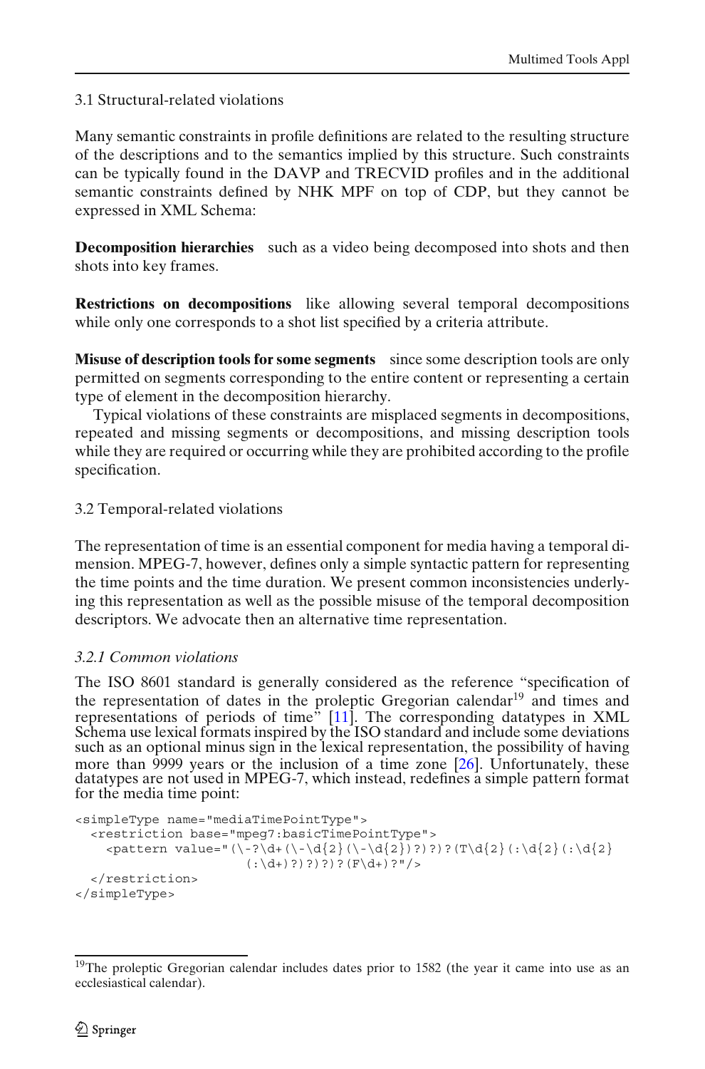## 3.1 Structural-related violations

Many semantic constraints in profile definitions are related to the resulting structure of the descriptions and to the semantics implied by this structure. Such constraints can be typically found in the DAVP and TRECVID profiles and in the additional semantic constraints defined by NHK MPF on top of CDP, but they cannot be expressed in XML Schema:

**Decomposition hierarchies** such as a video being decomposed into shots and then shots into key frames.

**Restrictions on decompositions** like allowing several temporal decompositions while only one corresponds to a shot list specified by a criteria attribute.

**Misuse of description tools for some segments** since some description tools are only permitted on segments corresponding to the entire content or representing a certain type of element in the decomposition hierarchy.

Typical violations of these constraints are misplaced segments in decompositions, repeated and missing segments or decompositions, and missing description tools while they are required or occurring while they are prohibited according to the profile specification.

## 3.2 Temporal-related violations

The representation of time is an essential component for media having a temporal dimension. MPEG-7, however, defines only a simple syntactic pattern for representing the time points and the time duration. We present common inconsistencies underlying this representation as well as the possible misuse of the temporal decomposition descriptors. We advocate then an alternative time representation.

### *3.2.1 Common violations*

The ISO 8601 standard is generally considered as the reference "specification of the representation of dates in the proleptic Gregorian calendar[19] and times and representations of periods of time" [11]. The corresponding datatypes in XML Schema use lexical formats inspired by the ISO standard and include some deviations such as an optional minus sign in the lexical representation, the possibility of having more than 9999 years or the inclusion of a time zone [26]. Unfortunately, these datatypes are not used in MPEG-7, which instead, redefines a simple pattern format for the media time point:

```
<simpleType name="mediaTimePointType">
  <restriction base="mpeg7:basicTimePointType">
    <pattern value="(\-?\d+(\-\d{2}(\-\d{2})?)?)?(T\d{2}(:\d{2}(:\d{2}
                     (:\d+)?)?)?)?(F\d+)?"/>
  </restriction>
</simpleType>
```

[19] The proleptic Gregorian calendar includes dates prior to 1582 (the year it came into use as an ecclesiastical calendar).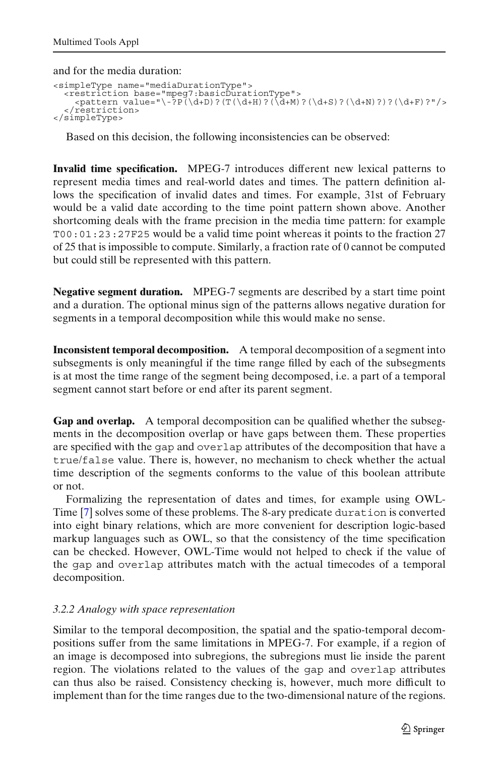and for the media duration:

```
<simpleType name="mediaDurationType">
  <restriction base="mpeg7:basicDurationType">
    <pattern value="\-?P(\d+D)?(T(\d+H)?(\d+M)?(\d+S)?(\d+N)?)?(\d+F)?"/>
  </restriction>
</simpleType>
```

Based on this decision, the following inconsistencies can be observed:

**Invalid time specification.** MPEG-7 introduces different new lexical patterns to represent media times and real-world dates and times. The pattern definition allows the specification of invalid dates and times. For example, 31st of February would be a valid date according to the time point pattern shown above. Another shortcoming deals with the frame precision in the media time pattern: for example `T00:01:23:27F25` would be a valid time point whereas it points to the fraction 27 of 25 that is impossible to compute. Similarly, a fraction rate of 0 cannot be computed but could still be represented with this pattern.

**Negative segment duration.** MPEG-7 segments are described by a start time point and a duration. The optional minus sign of the patterns allows negative duration for segments in a temporal decomposition while this would make no sense.

**Inconsistent temporal decomposition.** A temporal decomposition of a segment into subsegments is only meaningful if the time range filled by each of the subsegments is at most the time range of the segment being decomposed, i.e. a part of a temporal segment cannot start before or end after its parent segment.

**Gap and overlap.** A temporal decomposition can be qualified whether the subsegments in the decomposition overlap or have gaps between them. These properties are specified with the `gap` and `overlap` attributes of the decomposition that have a `true`/`false` value. There is, however, no mechanism to check whether the actual time description of the segments conforms to the value of this boolean attribute or not.

Formalizing the representation of dates and times, for example using OWL-Time [7] solves some of these problems. The 8-ary predicate `duration` is converted into eight binary relations, which are more convenient for description logic-based markup languages such as OWL, so that the consistency of the time specification can be checked. However, OWL-Time would not helped to check if the value of the `gap` and `overlap` attributes match with the actual timecodes of a temporal decomposition.

#### *3.2.2 Analogy with space representation*

Similar to the temporal decomposition, the spatial and the spatio-temporal decompositions suffer from the same limitations in MPEG-7. For example, if a region of an image is decomposed into subregions, the subregions must lie inside the parent region. The violations related to the values of the `gap` and `overlap` attributes can thus also be raised. Consistency checking is, however, much more difficult to implement than for the time ranges due to the two-dimensional nature of the regions.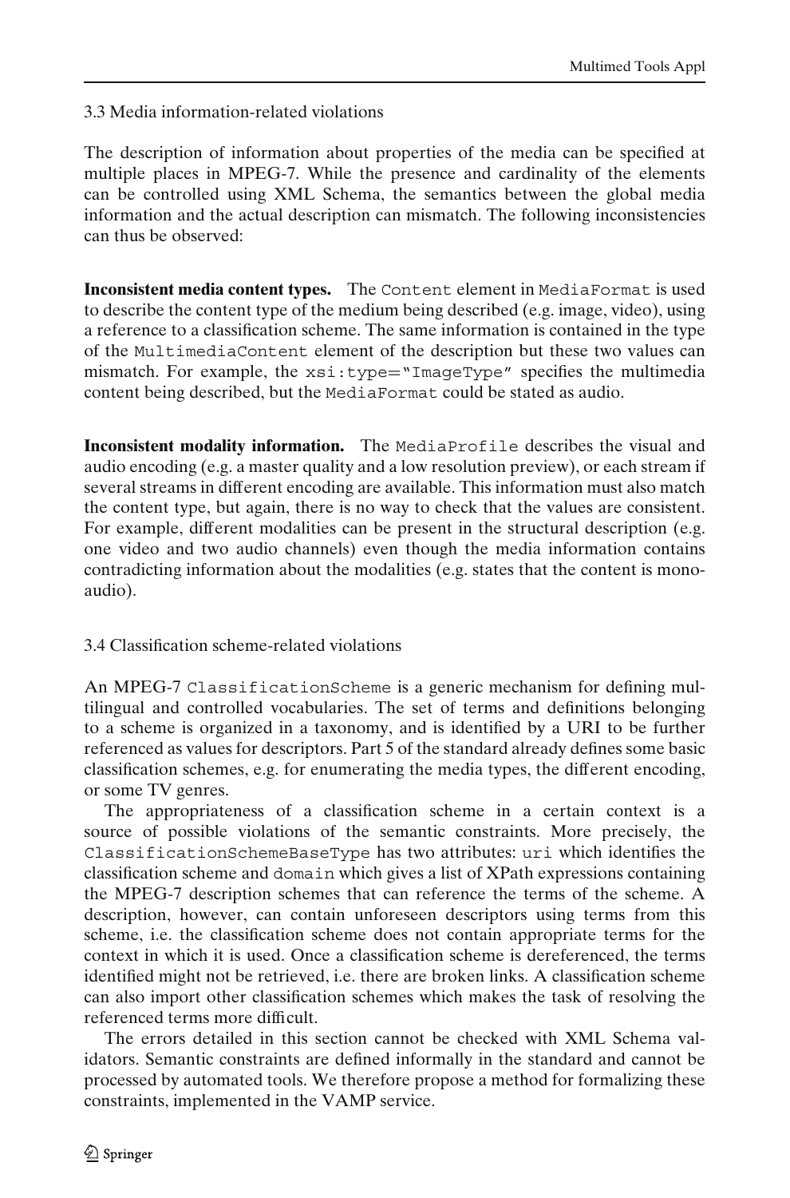### 3.3 Media information-related violations

The description of information about properties of the media can be specified at multiple places in MPEG-7. While the presence and cardinality of the elements can be controlled using XML Schema, the semantics between the global media information and the actual description can mismatch. The following inconsistencies can thus be observed:

**Inconsistent media content types.** The `Content` element in `MediaFormat` is used to describe the content type of the medium being described (e.g. image, video), using a reference to a classification scheme. The same information is contained in the type of the `MultimediaContent` element of the description but these two values can mismatch. For example, the `xsi:type="ImageType"` specifies the multimedia content being described, but the `MediaFormat` could be stated as audio.

**Inconsistent modality information.** The `MediaProfile` describes the visual and audio encoding (e.g. a master quality and a low resolution preview), or each stream if several streams in different encoding are available. This information must also match the content type, but again, there is no way to check that the values are consistent. For example, different modalities can be present in the structural description (e.g. one video and two audio channels) even though the media information contains contradicting information about the modalities (e.g. states that the content is mono-audio).

### 3.4 Classification scheme-related violations

An MPEG-7 `ClassificationScheme` is a generic mechanism for defining multilingual and controlled vocabularies. The set of terms and definitions belonging to a scheme is organized in a taxonomy, and is identified by a URI to be further referenced as values for descriptors. Part 5 of the standard already defines some basic classification schemes, e.g. for enumerating the media types, the different encoding, or some TV genres.

The appropriateness of a classification scheme in a certain context is a source of possible violations of the semantic constraints. More precisely, the `ClassificationSchemeBaseType` has two attributes: `uri` which identifies the classification scheme and `domain` which gives a list of XPath expressions containing the MPEG-7 description schemes that can reference the terms of the scheme. A description, however, can contain unforeseen descriptors using terms from this scheme, i.e. the classification scheme does not contain appropriate terms for the context in which it is used. Once a classification scheme is dereferenced, the terms identified might not be retrieved, i.e. there are broken links. A classification scheme can also import other classification schemes which makes the task of resolving the referenced terms more difficult.

The errors detailed in this section cannot be checked with XML Schema validators. Semantic constraints are defined informally in the standard and cannot be processed by automated tools. We therefore propose a method for formalizing these constraints, implemented in the VAMP service.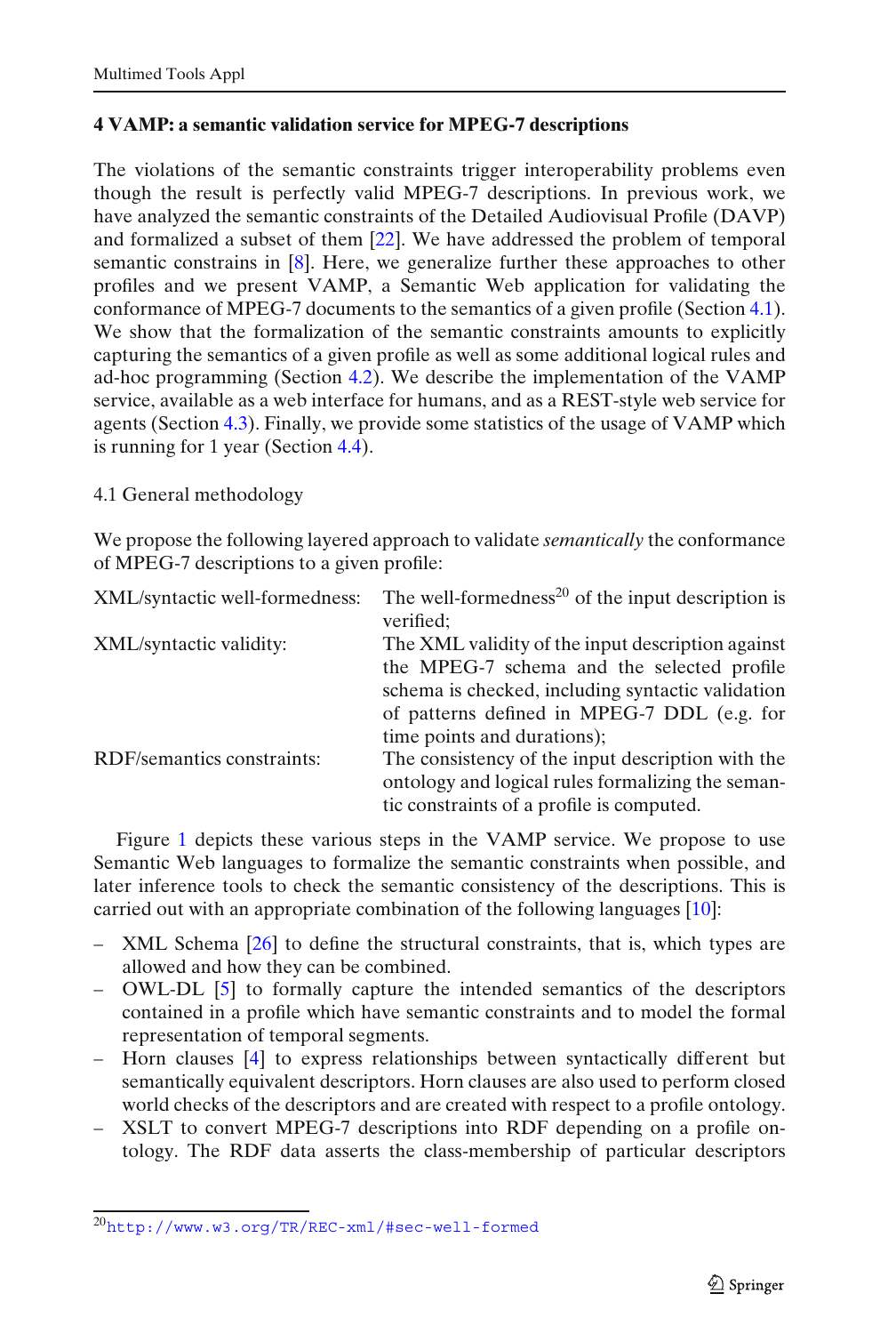## 4 VAMP: a semantic validation service for MPEG-7 descriptions

The violations of the semantic constraints trigger interoperability problems even though the result is perfectly valid MPEG-7 descriptions. In previous work, we have analyzed the semantic constraints of the Detailed Audiovisual Profile (DAVP) and formalized a subset of them [22]. We have addressed the problem of temporal semantic constrains in [8]. Here, we generalize further these approaches to other profiles and we present VAMP, a Semantic Web application for validating the conformance of MPEG-7 documents to the semantics of a given profile (Section 4.1). We show that the formalization of the semantic constraints amounts to explicitly capturing the semantics of a given profile as well as some additional logical rules and ad-hoc programming (Section 4.2). We describe the implementation of the VAMP service, available as a web interface for humans, and as a REST-style web service for agents (Section 4.3). Finally, we provide some statistics of the usage of VAMP which is running for 1 year (Section 4.4).

### 4.1 General methodology

We propose the following layered approach to validate *semantically* the conformance of MPEG-7 descriptions to a given profile:

| | |
|---|---|
| XML/syntactic well-formedness: | The well-formedness[20] of the input description is verified; |
| XML/syntactic validity: | The XML validity of the input description against the MPEG-7 schema and the selected profile schema is checked, including syntactic validation of patterns defined in MPEG-7 DDL (e.g. for time points and durations); |
| RDF/semantics constraints: | The consistency of the input description with the ontology and logical rules formalizing the semantic constraints of a profile is computed. |

Figure 1 depicts these various steps in the VAMP service. We propose to use Semantic Web languages to formalize the semantic constraints when possible, and later inference tools to check the semantic consistency of the descriptions. This is carried out with an appropriate combination of the following languages [10]:

- XML Schema [26] to define the structural constraints, that is, which types are allowed and how they can be combined.
- OWL-DL [5] to formally capture the intended semantics of the descriptors contained in a profile which have semantic constraints and to model the formal representation of temporal segments.
- Horn clauses [4] to express relationships between syntactically different but semantically equivalent descriptors. Horn clauses are also used to perform closed world checks of the descriptors and are created with respect to a profile ontology.
- XSLT to convert MPEG-7 descriptions into RDF depending on a profile ontology. The RDF data asserts the class-membership of particular descriptors

[20] http://www.w3.org/TR/REC-xml/#sec-well-formed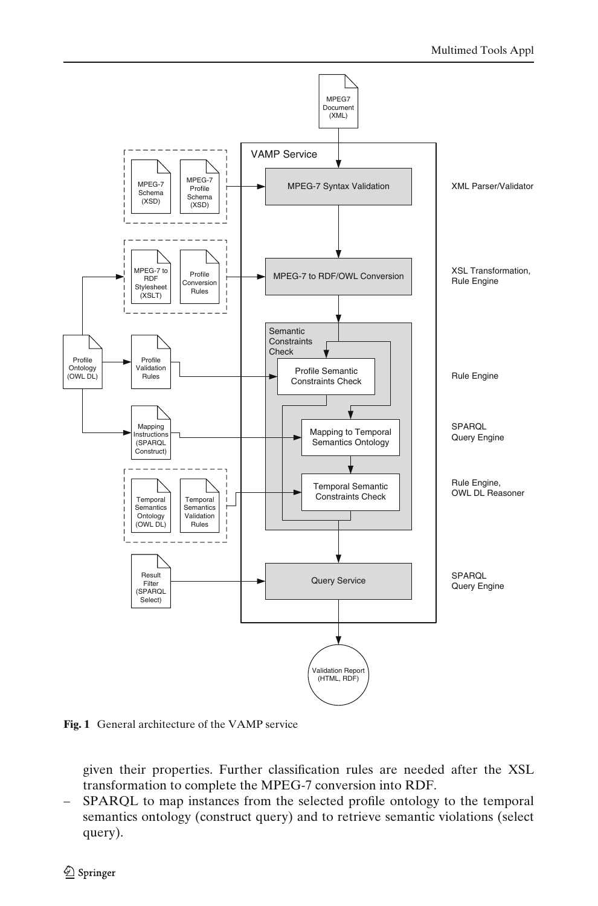**Fig. 1** General architecture of the VAMP service

given their properties. Further classification rules are needed after the XSL transformation to complete the MPEG-7 conversion into RDF.

- SPARQL to map instances from the selected profile ontology to the temporal semantics ontology (construct query) and to retrieve semantic violations (select query).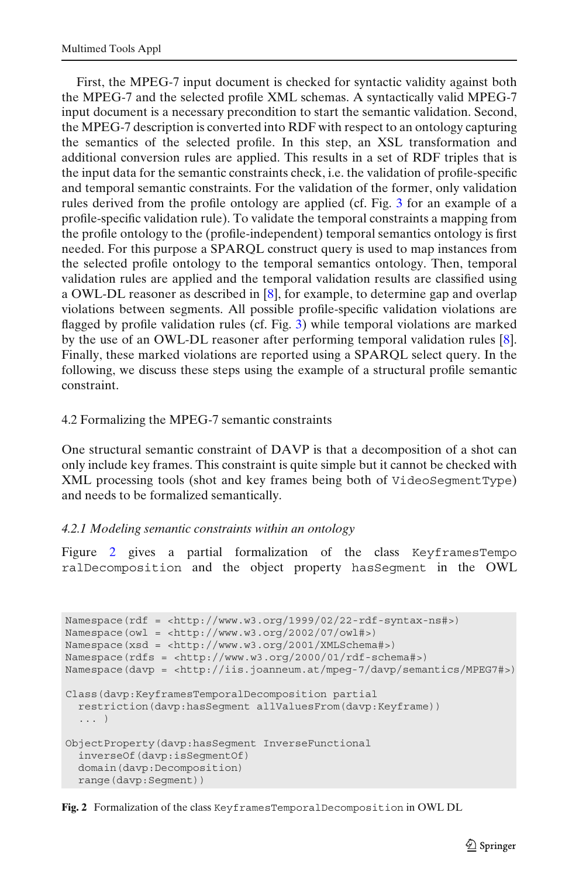First, the MPEG-7 input document is checked for syntactic validity against both the MPEG-7 and the selected profile XML schemas. A syntactically valid MPEG-7 input document is a necessary precondition to start the semantic validation. Second, the MPEG-7 description is converted into RDF with respect to an ontology capturing the semantics of the selected profile. In this step, an XSL transformation and additional conversion rules are applied. This results in a set of RDF triples that is the input data for the semantic constraints check, i.e. the validation of profile-specific and temporal semantic constraints. For the validation of the former, only validation rules derived from the profile ontology are applied (cf. Fig. 3 for an example of a profile-specific validation rule). To validate the temporal constraints a mapping from the profile ontology to the (profile-independent) temporal semantics ontology is first needed. For this purpose a SPARQL construct query is used to map instances from the selected profile ontology to the temporal semantics ontology. Then, temporal validation rules are applied and the temporal validation results are classified using a OWL-DL reasoner as described in [8], for example, to determine gap and overlap violations between segments. All possible profile-specific validation violations are flagged by profile validation rules (cf. Fig. 3) while temporal violations are marked by the use of an OWL-DL reasoner after performing temporal validation rules [8]. Finally, these marked violations are reported using a SPARQL select query. In the following, we discuss these steps using the example of a structural profile semantic constraint.

## 4.2 Formalizing the MPEG-7 semantic constraints

One structural semantic constraint of DAVP is that a decomposition of a shot can only include key frames. This constraint is quite simple but it cannot be checked with XML processing tools (shot and key frames being both of `VideoSegmentType`) and needs to be formalized semantically.

### *4.2.1 Modeling semantic constraints within an ontology*

Figure 2 gives a partial formalization of the class `KeyframesTemporalDecomposition` and the object property `hasSegment` in the OWL

```
Namespace(rdf = <http://www.w3.org/1999/02/22-rdf-syntax-ns#>)
Namespace(owl = <http://www.w3.org/2002/07/owl#>)
Namespace(xsd = <http://www.w3.org/2001/XMLSchema#>)
Namespace(rdfs = <http://www.w3.org/2000/01/rdf-schema#>)
Namespace(davp = <http://iis.joanneum.at/mpeg-7/davp/semantics/MPEG7#>)

Class(davp:KeyframesTemporalDecomposition partial
  restriction(davp:hasSegment allValuesFrom(davp:Keyframe))
  ... )

ObjectProperty(davp:hasSegment InverseFunctional
  inverseOf(davp:isSegmentOf)
  domain(davp:Decomposition)
  range(davp:Segment))
```

**Fig. 2** Formalization of the class `KeyframesTemporalDecomposition` in OWL DL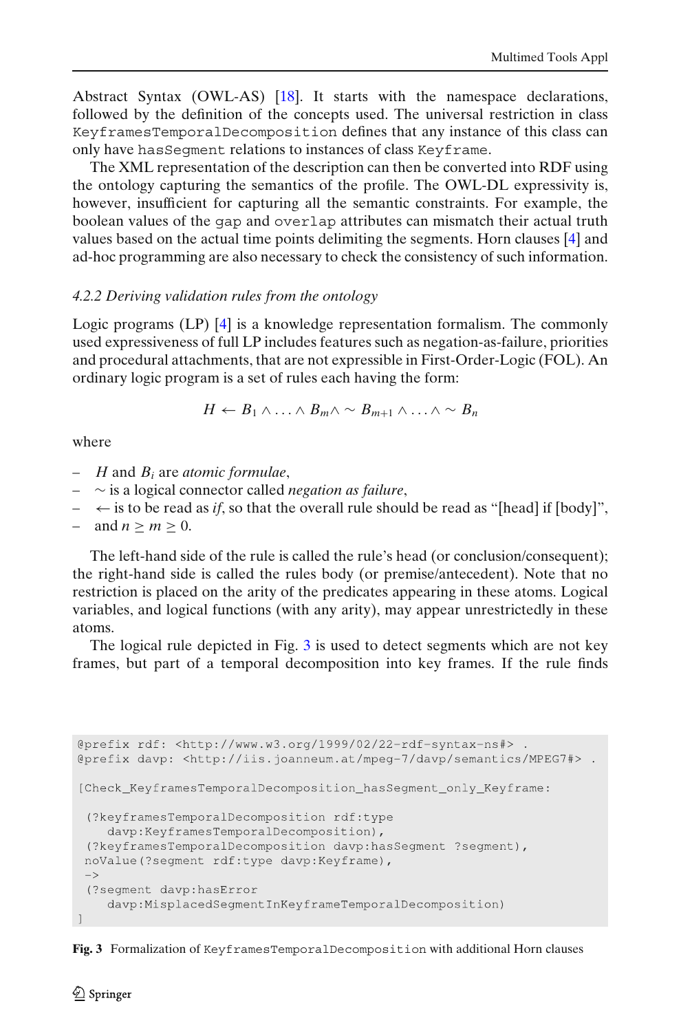Abstract Syntax (OWL-AS) [18]. It starts with the namespace declarations, followed by the definition of the concepts used. The universal restriction in class `KeyframesTemporalDecomposition` defines that any instance of this class can only have `hasSegment` relations to instances of class `Keyframe`.

The XML representation of the description can then be converted into RDF using the ontology capturing the semantics of the profile. The OWL-DL expressivity is, however, insufficient for capturing all the semantic constraints. For example, the boolean values of the `gap` and `overlap` attributes can mismatch their actual truth values based on the actual time points delimiting the segments. Horn clauses [4] and ad-hoc programming are also necessary to check the consistency of such information.

### *4.2.2 Deriving validation rules from the ontology*

Logic programs (LP) [4] is a knowledge representation formalism. The commonly used expressiveness of full LP includes features such as negation-as-failure, priorities and procedural attachments, that are not expressible in First-Order-Logic (FOL). An ordinary logic program is a set of rules each having the form:

$$H \leftarrow B_1 \wedge \ldots \wedge B_m \wedge \sim B_{m+1} \wedge \ldots \wedge \sim B_n$$

where

- $H$ and $B_i$ are *atomic formulae*,
- $\sim$ is a logical connector called *negation as failure*,
- $\leftarrow$ is to be read as *if*, so that the overall rule should be read as "[head] if [body]",
- and $n \geq m \geq 0$.

The left-hand side of the rule is called the rule's head (or conclusion/consequent); the right-hand side is called the rules body (or premise/antecedent). Note that no restriction is placed on the arity of the predicates appearing in these atoms. Logical variables, and logical functions (with any arity), may appear unrestrictedly in these atoms.

The logical rule depicted in Fig. 3 is used to detect segments which are not key frames, but part of a temporal decomposition into key frames. If the rule finds

```
@prefix rdf: <http://www.w3.org/1999/02/22-rdf-syntax-ns#> .
@prefix davp: <http://iis.joanneum.at/mpeg-7/davp/semantics/MPEG7#> .

[Check_KeyframesTemporalDecomposition_hasSegment_only_Keyframe:

 (?keyframesTemporalDecomposition rdf:type
    davp:KeyframesTemporalDecomposition),
 (?keyframesTemporalDecomposition davp:hasSegment ?segment),
 noValue(?segment rdf:type davp:Keyframe),
 ->
 (?segment davp:hasError
    davp:MisplacedSegmentInKeyframeTemporalDecomposition)
]
```

**Fig. 3** Formalization of `KeyframesTemporalDecomposition` with additional Horn clauses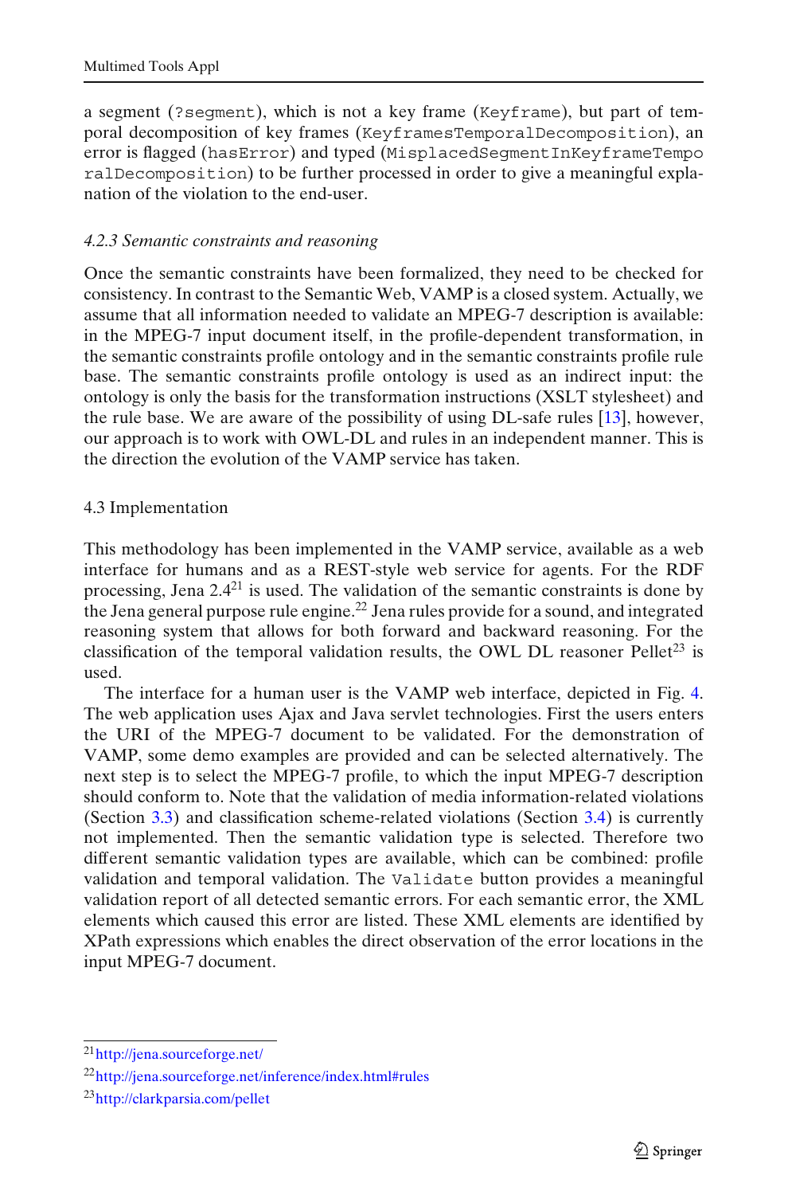a segment (`?segment`), which is not a key frame (`Keyframe`), but part of temporal decomposition of key frames (`KeyframesTemporalDecomposition`), an error is flagged (`hasError`) and typed (`MisplacedSegmentInKeyframeTemporalDecomposition`) to be further processed in order to give a meaningful explanation of the violation to the end-user.

### *4.2.3 Semantic constraints and reasoning*

Once the semantic constraints have been formalized, they need to be checked for consistency. In contrast to the Semantic Web, VAMP is a closed system. Actually, we assume that all information needed to validate an MPEG-7 description is available: in the MPEG-7 input document itself, in the profile-dependent transformation, in the semantic constraints profile ontology and in the semantic constraints profile rule base. The semantic constraints profile ontology is used as an indirect input: the ontology is only the basis for the transformation instructions (XSLT stylesheet) and the rule base. We are aware of the possibility of using DL-safe rules [13], however, our approach is to work with OWL-DL and rules in an independent manner. This is the direction the evolution of the VAMP service has taken.

## 4.3 Implementation

This methodology has been implemented in the VAMP service, available as a web interface for humans and as a REST-style web service for agents. For the RDF processing, Jena 2.4[21] is used. The validation of the semantic constraints is done by the Jena general purpose rule engine.[22] Jena rules provide for a sound, and integrated reasoning system that allows for both forward and backward reasoning. For the classification of the temporal validation results, the OWL DL reasoner Pellet[23] is used.

The interface for a human user is the VAMP web interface, depicted in Fig. 4. The web application uses Ajax and Java servlet technologies. First the users enters the URI of the MPEG-7 document to be validated. For the demonstration of VAMP, some demo examples are provided and can be selected alternatively. The next step is to select the MPEG-7 profile, to which the input MPEG-7 description should conform to. Note that the validation of media information-related violations (Section 3.3) and classification scheme-related violations (Section 3.4) is currently not implemented. Then the semantic validation type is selected. Therefore two different semantic validation types are available, which can be combined: profile validation and temporal validation. The `Validate` button provides a meaningful validation report of all detected semantic errors. For each semantic error, the XML elements which caused this error are listed. These XML elements are identified by XPath expressions which enables the direct observation of the error locations in the input MPEG-7 document.

[21] http://jena.sourceforge.net/

[22] http://jena.sourceforge.net/inference/index.html#rules

[23] http://clarkparsia.com/pellet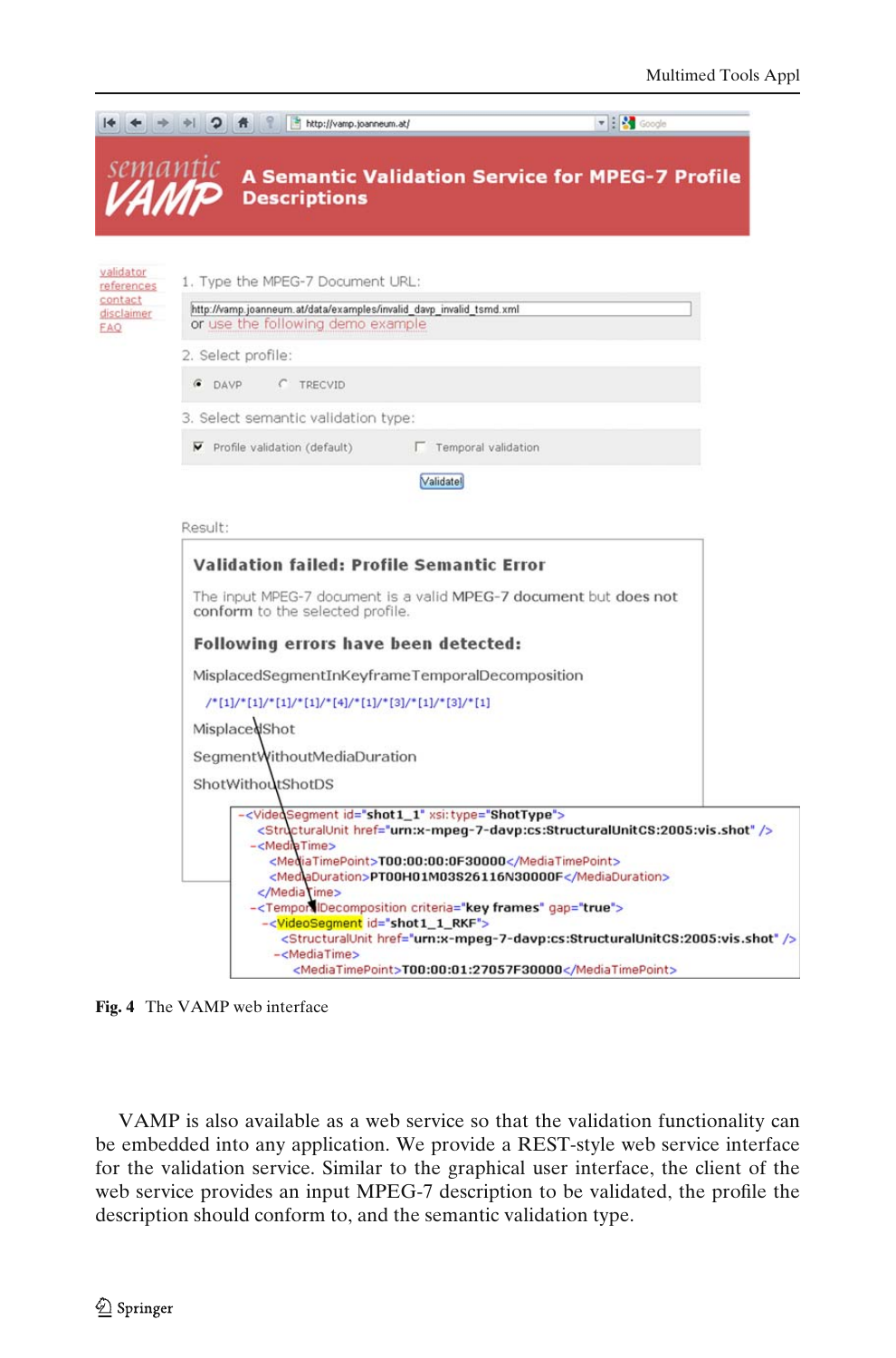**Fig. 4** The VAMP web interface

VAMP is also available as a web service so that the validation functionality can be embedded into any application. We provide a REST-style web service interface for the validation service. Similar to the graphical user interface, the client of the web service provides an input MPEG-7 description to be validated, the profile the description should conform to, and the semantic validation type.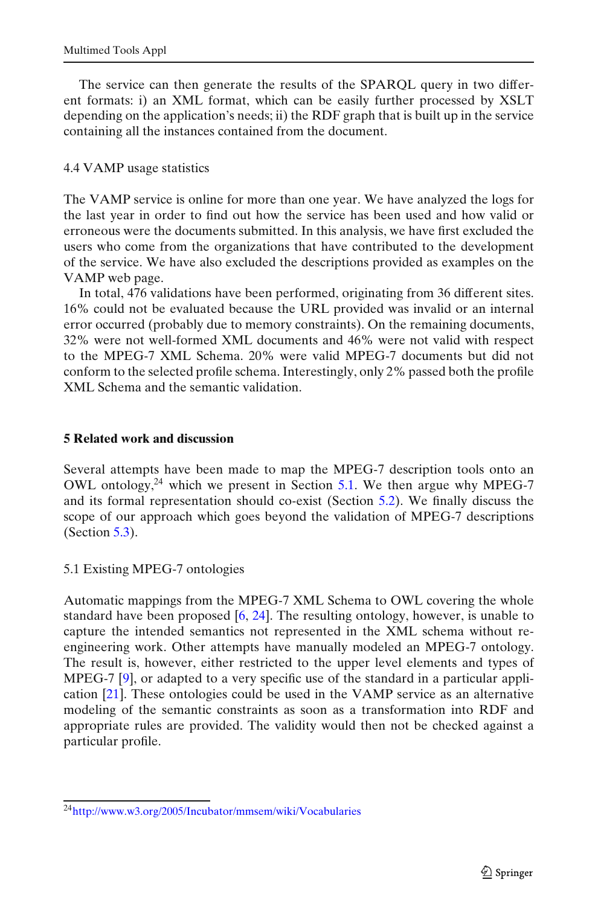The service can then generate the results of the SPARQL query in two different formats: i) an XML format, which can be easily further processed by XSLT depending on the application's needs; ii) the RDF graph that is built up in the service containing all the instances contained from the document.

### 4.4 VAMP usage statistics

The VAMP service is online for more than one year. We have analyzed the logs for the last year in order to find out how the service has been used and how valid or erroneous were the documents submitted. In this analysis, we have first excluded the users who come from the organizations that have contributed to the development of the service. We have also excluded the descriptions provided as examples on the VAMP web page.

In total, 476 validations have been performed, originating from 36 different sites. 16% could not be evaluated because the URL provided was invalid or an internal error occurred (probably due to memory constraints). On the remaining documents, 32% were not well-formed XML documents and 46% were not valid with respect to the MPEG-7 XML Schema. 20% were valid MPEG-7 documents but did not conform to the selected profile schema. Interestingly, only 2% passed both the profile XML Schema and the semantic validation.

## 5 Related work and discussion

Several attempts have been made to map the MPEG-7 description tools onto an OWL ontology,[24] which we present in Section 5.1. We then argue why MPEG-7 and its formal representation should co-exist (Section 5.2). We finally discuss the scope of our approach which goes beyond the validation of MPEG-7 descriptions (Section 5.3).

### 5.1 Existing MPEG-7 ontologies

Automatic mappings from the MPEG-7 XML Schema to OWL covering the whole standard have been proposed [6, 24]. The resulting ontology, however, is unable to capture the intended semantics not represented in the XML schema without re-engineering work. Other attempts have manually modeled an MPEG-7 ontology. The result is, however, either restricted to the upper level elements and types of MPEG-7 [9], or adapted to a very specific use of the standard in a particular application [21]. These ontologies could be used in the VAMP service as an alternative modeling of the semantic constraints as soon as a transformation into RDF and appropriate rules are provided. The validity would then not be checked against a particular profile.

---

[24] http://www.w3.org/2005/Incubator/mmsem/wiki/Vocabularies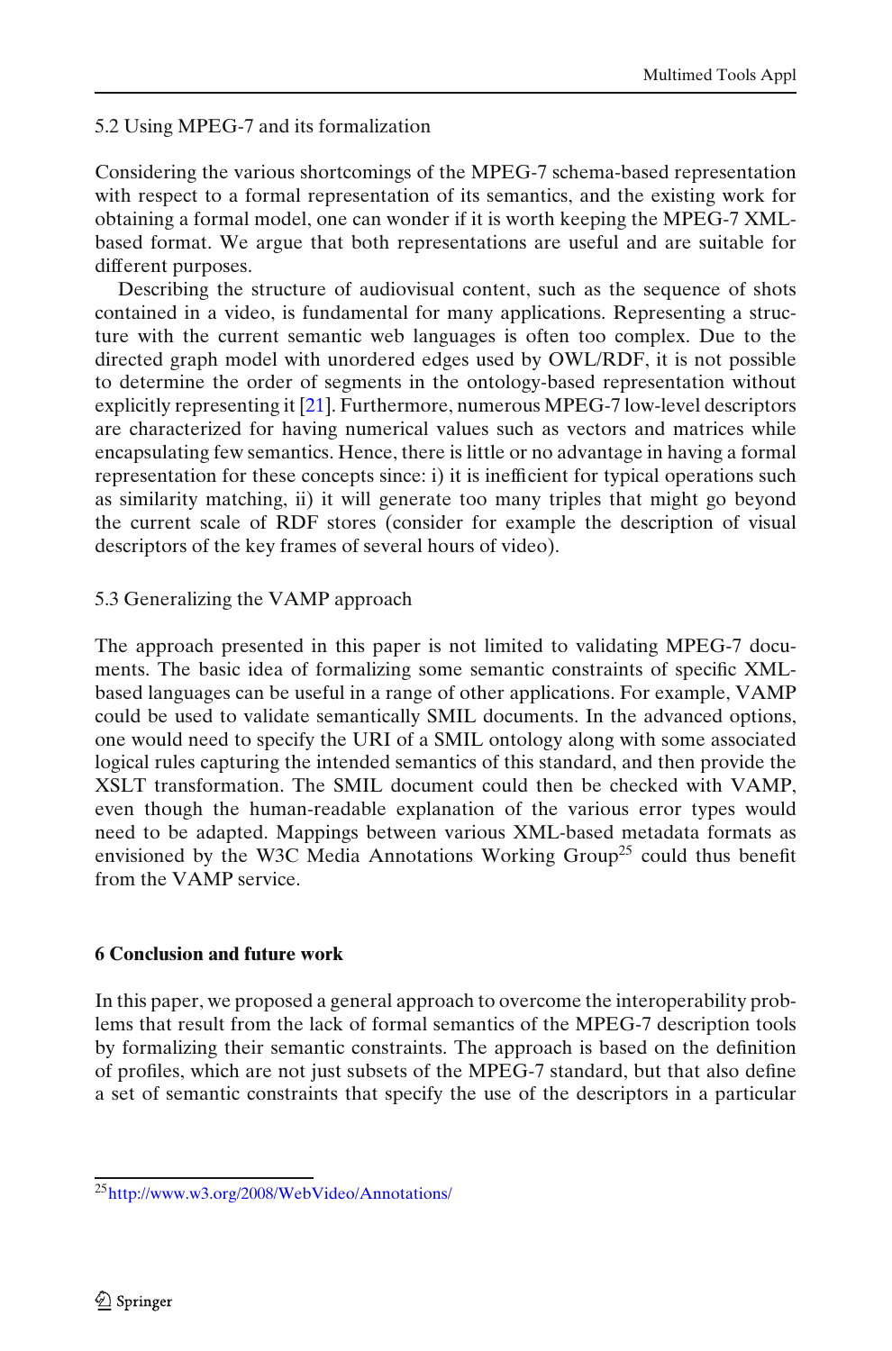### 5.2 Using MPEG-7 and its formalization

Considering the various shortcomings of the MPEG-7 schema-based representation with respect to a formal representation of its semantics, and the existing work for obtaining a formal model, one can wonder if it is worth keeping the MPEG-7 XML-based format. We argue that both representations are useful and are suitable for different purposes.

Describing the structure of audiovisual content, such as the sequence of shots contained in a video, is fundamental for many applications. Representing a structure with the current semantic web languages is often too complex. Due to the directed graph model with unordered edges used by OWL/RDF, it is not possible to determine the order of segments in the ontology-based representation without explicitly representing it [21]. Furthermore, numerous MPEG-7 low-level descriptors are characterized for having numerical values such as vectors and matrices while encapsulating few semantics. Hence, there is little or no advantage in having a formal representation for these concepts since: i) it is inefficient for typical operations such as similarity matching, ii) it will generate too many triples that might go beyond the current scale of RDF stores (consider for example the description of visual descriptors of the key frames of several hours of video).

### 5.3 Generalizing the VAMP approach

The approach presented in this paper is not limited to validating MPEG-7 documents. The basic idea of formalizing some semantic constraints of specific XML-based languages can be useful in a range of other applications. For example, VAMP could be used to validate semantically SMIL documents. In the advanced options, one would need to specify the URI of a SMIL ontology along with some associated logical rules capturing the intended semantics of this standard, and then provide the XSLT transformation. The SMIL document could then be checked with VAMP, even though the human-readable explanation of the various error types would need to be adapted. Mappings between various XML-based metadata formats as envisioned by the W3C Media Annotations Working Group[25] could thus benefit from the VAMP service.

## 6 Conclusion and future work

In this paper, we proposed a general approach to overcome the interoperability problems that result from the lack of formal semantics of the MPEG-7 description tools by formalizing their semantic constraints. The approach is based on the definition of profiles, which are not just subsets of the MPEG-7 standard, but that also define a set of semantic constraints that specify the use of the descriptors in a particular

[25] http://www.w3.org/2008/WebVideo/Annotations/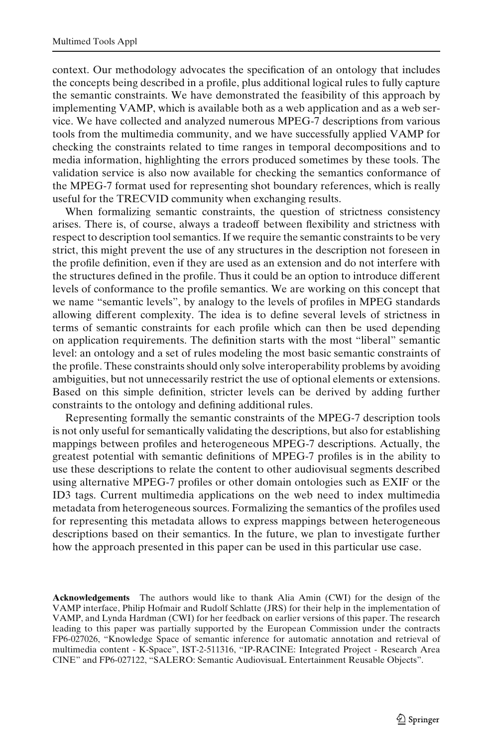context. Our methodology advocates the specification of an ontology that includes the concepts being described in a profile, plus additional logical rules to fully capture the semantic constraints. We have demonstrated the feasibility of this approach by implementing VAMP, which is available both as a web application and as a web service. We have collected and analyzed numerous MPEG-7 descriptions from various tools from the multimedia community, and we have successfully applied VAMP for checking the constraints related to time ranges in temporal decompositions and to media information, highlighting the errors produced sometimes by these tools. The validation service is also now available for checking the semantics conformance of the MPEG-7 format used for representing shot boundary references, which is really useful for the TRECVID community when exchanging results.

When formalizing semantic constraints, the question of strictness consistency arises. There is, of course, always a tradeoff between flexibility and strictness with respect to description tool semantics. If we require the semantic constraints to be very strict, this might prevent the use of any structures in the description not foreseen in the profile definition, even if they are used as an extension and do not interfere with the structures defined in the profile. Thus it could be an option to introduce different levels of conformance to the profile semantics. We are working on this concept that we name "semantic levels", by analogy to the levels of profiles in MPEG standards allowing different complexity. The idea is to define several levels of strictness in terms of semantic constraints for each profile which can then be used depending on application requirements. The definition starts with the most "liberal" semantic level: an ontology and a set of rules modeling the most basic semantic constraints of the profile. These constraints should only solve interoperability problems by avoiding ambiguities, but not unnecessarily restrict the use of optional elements or extensions. Based on this simple definition, stricter levels can be derived by adding further constraints to the ontology and defining additional rules.

Representing formally the semantic constraints of the MPEG-7 description tools is not only useful for semantically validating the descriptions, but also for establishing mappings between profiles and heterogeneous MPEG-7 descriptions. Actually, the greatest potential with semantic definitions of MPEG-7 profiles is in the ability to use these descriptions to relate the content to other audiovisual segments described using alternative MPEG-7 profiles or other domain ontologies such as EXIF or the ID3 tags. Current multimedia applications on the web need to index multimedia metadata from heterogeneous sources. Formalizing the semantics of the profiles used for representing this metadata allows to express mappings between heterogeneous descriptions based on their semantics. In the future, we plan to investigate further how the approach presented in this paper can be used in this particular use case.

**Acknowledgements** The authors would like to thank Alia Amin (CWI) for the design of the VAMP interface, Philip Hofmair and Rudolf Schlatte (JRS) for their help in the implementation of VAMP, and Lynda Hardman (CWI) for her feedback on earlier versions of this paper. The research leading to this paper was partially supported by the European Commission under the contracts FP6-027026, "Knowledge Space of semantic inference for automatic annotation and retrieval of multimedia content - K-Space", IST-2-511316, "IP-RACINE: Integrated Project - Research Area CINE" and FP6-027122, "SALERO: Semantic AudiovisuaL Entertainment Reusable Objects".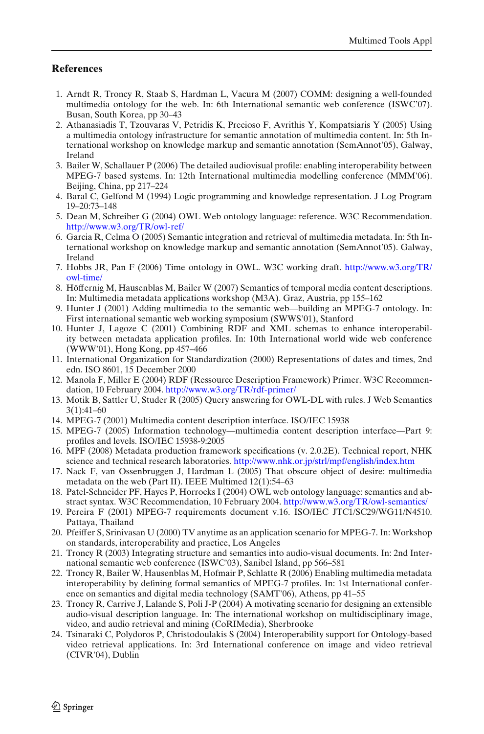## References

1. Arndt R, Troncy R, Staab S, Hardman L, Vacura M (2007) COMM: designing a well-founded multimedia ontology for the web. In: 6th International semantic web conference (ISWC'07). Busan, South Korea, pp 30–43
2. Athanasiadis T, Tzouvaras V, Petridis K, Precioso F, Avrithis Y, Kompatsiaris Y (2005) Using a multimedia ontology infrastructure for semantic annotation of multimedia content. In: 5th International workshop on knowledge markup and semantic annotation (SemAnnot'05), Galway, Ireland
3. Bailer W, Schallauer P (2006) The detailed audiovisual profile: enabling interoperability between MPEG-7 based systems. In: 12th International multimedia modelling conference (MMM'06). Beijing, China, pp 217–224
4. Baral C, Gelfond M (1994) Logic programming and knowledge representation. J Log Program 19–20:73–148
5. Dean M, Schreiber G (2004) OWL Web ontology language: reference. W3C Recommendation. http://www.w3.org/TR/owl-ref/
6. Garcia R, Celma O (2005) Semantic integration and retrieval of multimedia metadata. In: 5th International workshop on knowledge markup and semantic annotation (SemAnnot'05). Galway, Ireland
7. Hobbs JR, Pan F (2006) Time ontology in OWL. W3C working draft. http://www.w3.org/TR/owl-time/
8. Höffernig M, Hausenblas M, Bailer W (2007) Semantics of temporal media content descriptions. In: Multimedia metadata applications workshop (M3A). Graz, Austria, pp 155–162
9. Hunter J (2001) Adding multimedia to the semantic web—building an MPEG-7 ontology. In: First international semantic web working symposium (SWWS'01), Stanford
10. Hunter J, Lagoze C (2001) Combining RDF and XML schemas to enhance interoperability between metadata application profiles. In: 10th International world wide web conference (WWW'01), Hong Kong, pp 457–466
11. International Organization for Standardization (2000) Representations of dates and times, 2nd edn. ISO 8601, 15 December 2000
12. Manola F, Miller E (2004) RDF (Ressource Description Framework) Primer. W3C Recommendation, 10 February 2004. http://www.w3.org/TR/rdf-primer/
13. Motik B, Sattler U, Studer R (2005) Query answering for OWL-DL with rules. J Web Semantics 3(1):41–60
14. MPEG-7 (2001) Multimedia content description interface. ISO/IEC 15938
15. MPEG-7 (2005) Information technology—multimedia content description interface—Part 9: profiles and levels. ISO/IEC 15938-9:2005
16. MPF (2008) Metadata production framework specifications (v. 2.0.2E). Technical report, NHK science and technical research laboratories. http://www.nhk.or.jp/strl/mpf/english/index.htm
17. Nack F, van Ossenbruggen J, Hardman L (2005) That obscure object of desire: multimedia metadata on the web (Part II). IEEE Multimed 12(1):54–63
18. Patel-Schneider PF, Hayes P, Horrocks I (2004) OWL web ontology language: semantics and abstract syntax. W3C Recommendation, 10 February 2004. http://www.w3.org/TR/owl-semantics/
19. Pereira F (2001) MPEG-7 requirements document v.16. ISO/IEC JTC1/SC29/WG11/N4510. Pattaya, Thailand
20. Pfeiffer S, Srinivasan U (2000) TV anytime as an application scenario for MPEG-7. In: Workshop on standards, interoperability and practice, Los Angeles
21. Troncy R (2003) Integrating structure and semantics into audio-visual documents. In: 2nd International semantic web conference (ISWC'03), Sanibel Island, pp 566–581
22. Troncy R, Bailer W, Hausenblas M, Hofmair P, Schlatte R (2006) Enabling multimedia metadata interoperability by defining formal semantics of MPEG-7 profiles. In: 1st International conference on semantics and digital media technology (SAMT'06), Athens, pp 41–55
23. Troncy R, Carrive J, Lalande S, Poli J-P (2004) A motivating scenario for designing an extensible audio-visual description language. In: The international workshop on multidisciplinary image, video, and audio retrieval and mining (CoRIMedia), Sherbrooke
24. Tsinaraki C, Polydoros P, Christodoulakis S (2004) Interoperability support for Ontology-based video retrieval applications. In: 3rd International conference on image and video retrieval (CIVR'04), Dublin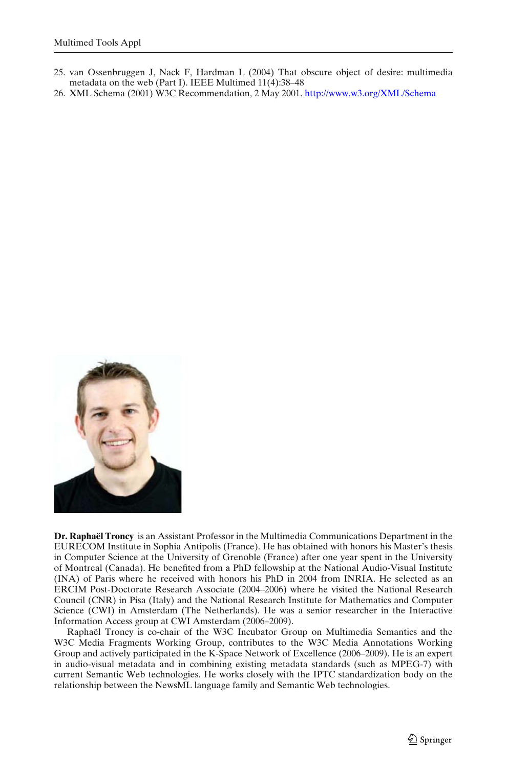25. van Ossenbruggen J, Nack F, Hardman L (2004) That obscure object of desire: multimedia metadata on the web (Part I). IEEE Multimed 11(4):38–48
26. XML Schema (2001) W3C Recommendation, 2 May 2001. http://www.w3.org/XML/Schema

**Dr. Raphaël Troncy** is an Assistant Professor in the Multimedia Communications Department in the EURECOM Institute in Sophia Antipolis (France). He has obtained with honors his Master's thesis in Computer Science at the University of Grenoble (France) after one year spent in the University of Montreal (Canada). He benefited from a PhD fellowship at the National Audio-Visual Institute (INA) of Paris where he received with honors his PhD in 2004 from INRIA. He selected as an ERCIM Post-Doctorate Research Associate (2004–2006) where he visited the National Research Council (CNR) in Pisa (Italy) and the National Research Institute for Mathematics and Computer Science (CWI) in Amsterdam (The Netherlands). He was a senior researcher in the Interactive Information Access group at CWI Amsterdam (2006–2009).

Raphaël Troncy is co-chair of the W3C Incubator Group on Multimedia Semantics and the W3C Media Fragments Working Group, contributes to the W3C Media Annotations Working Group and actively participated in the K-Space Network of Excellence (2006–2009). He is an expert in audio-visual metadata and in combining existing metadata standards (such as MPEG-7) with current Semantic Web technologies. He works closely with the IPTC standardization body on the relationship between the NewsML language family and Semantic Web technologies.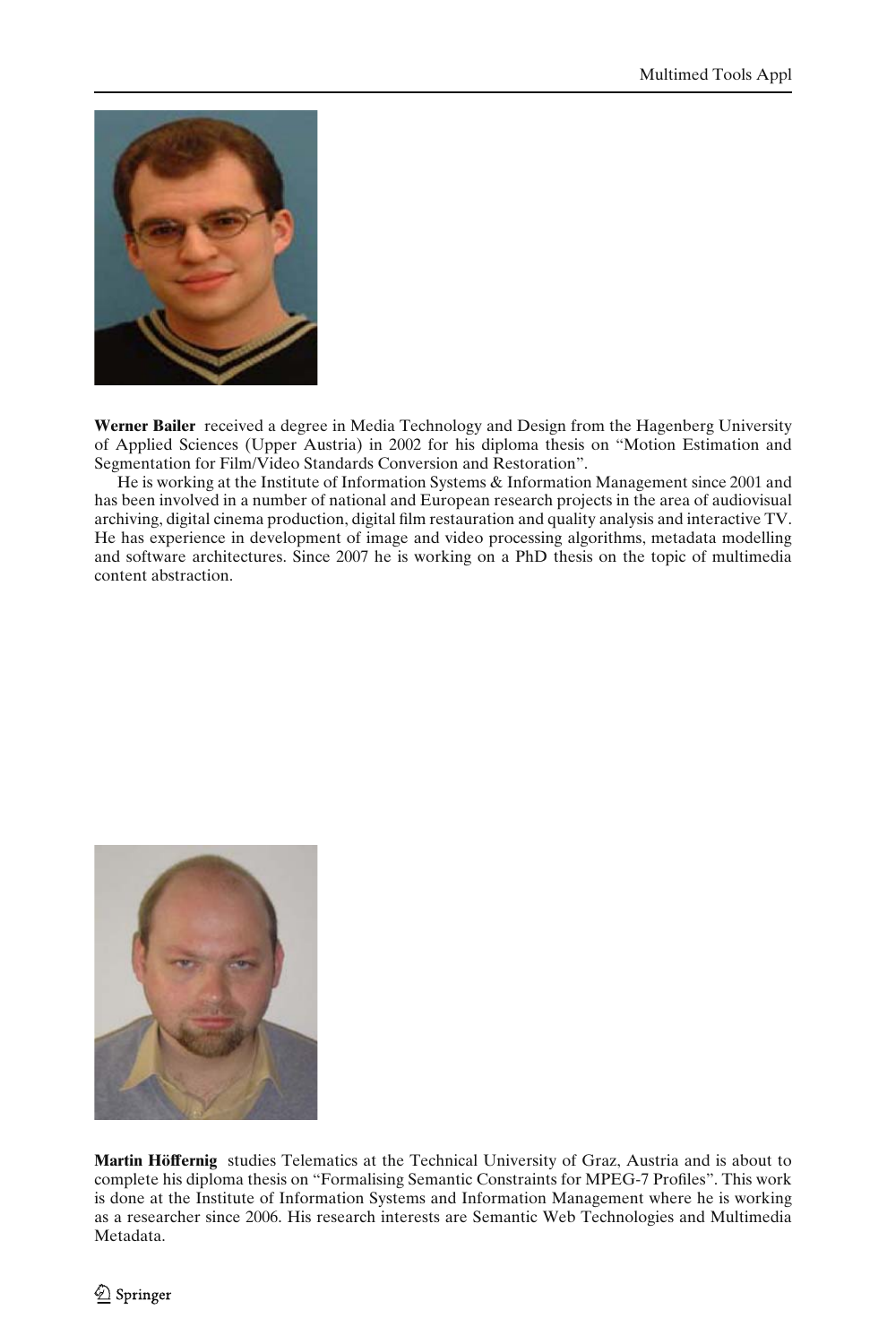**Werner Bailer** received a degree in Media Technology and Design from the Hagenberg University of Applied Sciences (Upper Austria) in 2002 for his diploma thesis on "Motion Estimation and Segmentation for Film/Video Standards Conversion and Restoration".

He is working at the Institute of Information Systems & Information Management since 2001 and has been involved in a number of national and European research projects in the area of audiovisual archiving, digital cinema production, digital film restauration and quality analysis and interactive TV. He has experience in development of image and video processing algorithms, metadata modelling and software architectures. Since 2007 he is working on a PhD thesis on the topic of multimedia content abstraction.

**Martin Höffernig** studies Telematics at the Technical University of Graz, Austria and is about to complete his diploma thesis on "Formalising Semantic Constraints for MPEG-7 Profiles". This work is done at the Institute of Information Systems and Information Management where he is working as a researcher since 2006. His research interests are Semantic Web Technologies and Multimedia Metadata.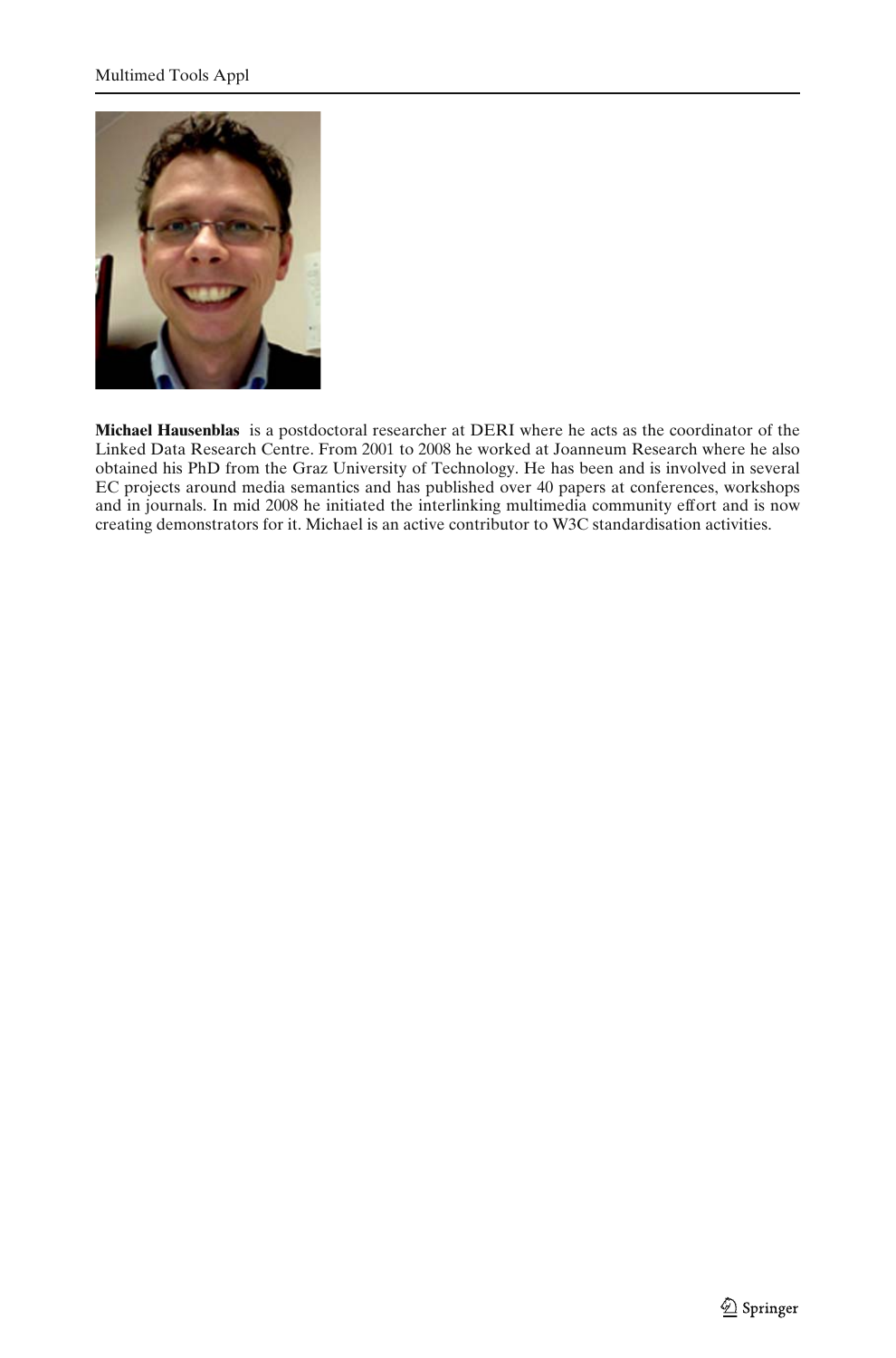**Michael Hausenblas** is a postdoctoral researcher at DERI where he acts as the coordinator of the Linked Data Research Centre. From 2001 to 2008 he worked at Joanneum Research where he also obtained his PhD from the Graz University of Technology. He has been and is involved in several EC projects around media semantics and has published over 40 papers at conferences, workshops and in journals. In mid 2008 he initiated the interlinking multimedia community effort and is now creating demonstrators for it. Michael is an active contributor to W3C standardisation activities.